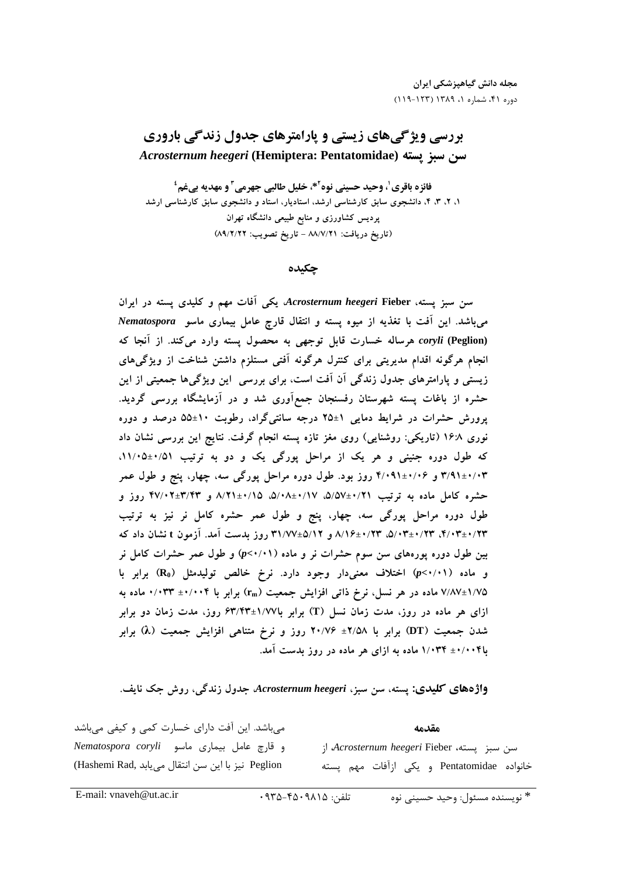# بررسی ویژگی‌های زیستی و پارامترهای جدول زندگی باروری سن سبز پسته *Acrosternum heegeri* (Hemiptera: Pentatomidae)

**فائزه باقری[1]، وحید حسینی نوه[2]*، خلیل طالبی جهرمی[3] و مهدیه بی‌غم[4]**

۱، ۲، ۳، ۴، دانشجوی سابق کارشناسی ارشد، استادیار، استاد و دانشجوی سابق کارشناسی ارشد
پردیس کشاورزی و منابع طبیعی دانشگاه تهران
(تاریخ دریافت: ۸۸/۷/۲۱ - تاریخ تصویب: ۸۹/۲/۲۲)

## چکیده

**سن سبز پسته، *Acrosternum heegeri* Fieber، یکی آفات مهم و کلیدی پسته در ایران می‌باشد. این آفت با تغذیه از میوه پسته و انتقال قارچ عامل بیماری ماسو *Nematospora coryli* (Peglion) هرساله خسارت قابل توجهی به محصول پسته وارد می‌کند. از آنجا که انجام هرگونه اقدام مدیریتی برای کنترل هرگونه آفتی مستلزم داشتن شناخت از ویژگی‌های زیستی و پارامترهای جدول زندگی آن آفت است، برای بررسی این ویژگی‌ها جمعیتی از این حشره از باغات پسته شهرستان رفسنجان جمع‌آوری شد و در آزمایشگاه بررسی گردید. پرورش حشرات در شرایط دمایی ۱±۲۵ درجه سانتی‌گراد، رطوبت ۱۰±۵۵ درصد و دوره نوری ۱۶:۸ (تاریکی: روشنایی) روی مغز تازه پسته انجام گرفت. نتایج این بررسی نشان داد که طول دوره جنینی و هر یک از مراحل پورگی یک و دو به ترتیب ۰/۵۱±۱۱/۰۵، ۰/۰۳±۳/۹۱ و ۰/۰۶±۴/۰۹۱ روز بود. طول دوره مراحل پورگی سه، چهار، پنج و طول عمر حشره کامل ماده به ترتیب ۰/۲۱±۵/۵۷، ۰/۱۷±۵/۰۸، ۰/۱۵±۸/۲۱ و ۳/۴۳±۴۷/۰۲ روز و طول دوره مراحل پورگی سه، چهار، پنج و طول عمر حشره کامل نر نیز به ترتیب ۰/۲۳±۴/۰۳، ۰/۲۳±۵/۰۳، ۰/۲۳±۸/۱۶ و ۵/۱۲±۳۱/۷۷ روز بدست آمد. آزمون t نشان داد که بین طول دوره پوره‌های سن سوم حشرات نر و ماده ($p<0.01$) و طول عمر حشرات کامل نر و ماده ($p<0.01$) اختلاف معنی‌دار وجود دارد. نرخ خالص تولیدمثل ($R_0$) برابر با ۱/۷۵±۷/۸۷ ماده در هر نسل، نرخ ذاتی افزایش جمعیت ($r_m$) برابر با ۰/۰۰۴ ± ۰/۰۳۳ ماده به ازای هر ماده در روز، مدت زمان نسل (T) برابر با۱/۷۷±۶۳/۴۳ روز، مدت زمان دو برابر شدن جمعیت (DT) برابر با ۲/۵۸± ۲۰/۷۶ روز و نرخ متناهی افزایش جمعیت ($\lambda$) برابر با۰/۰۰۴± ۱/۰۳۴ ماده به ازای هر ماده در روز بدست آمد.**

**واژه‌های کلیدی:** پسته، سن سبز، *Acrosternum heegeri*، جدول زندگی، روش جک نایف.

## مقدمه

سن سبز پسته، *Acrosternum heegeri* Fieber، از خانواده Pentatomidae و یکی ازآفات مهم پسته می‌باشد. این آفت دارای خسارت کمی و کیفی می‌باشد و قارچ عامل بیماری ماسو *Nematospora coryli* Peglion نیز با این سن انتقال می‌یابد (Hashemi Rad,

---

* نویسنده مسئول: وحید حسینی نوه    تلفن: ۰۹۳۵-۴۵۰۹۸۱۵    E-mail: vnaveh@ut.ac.ir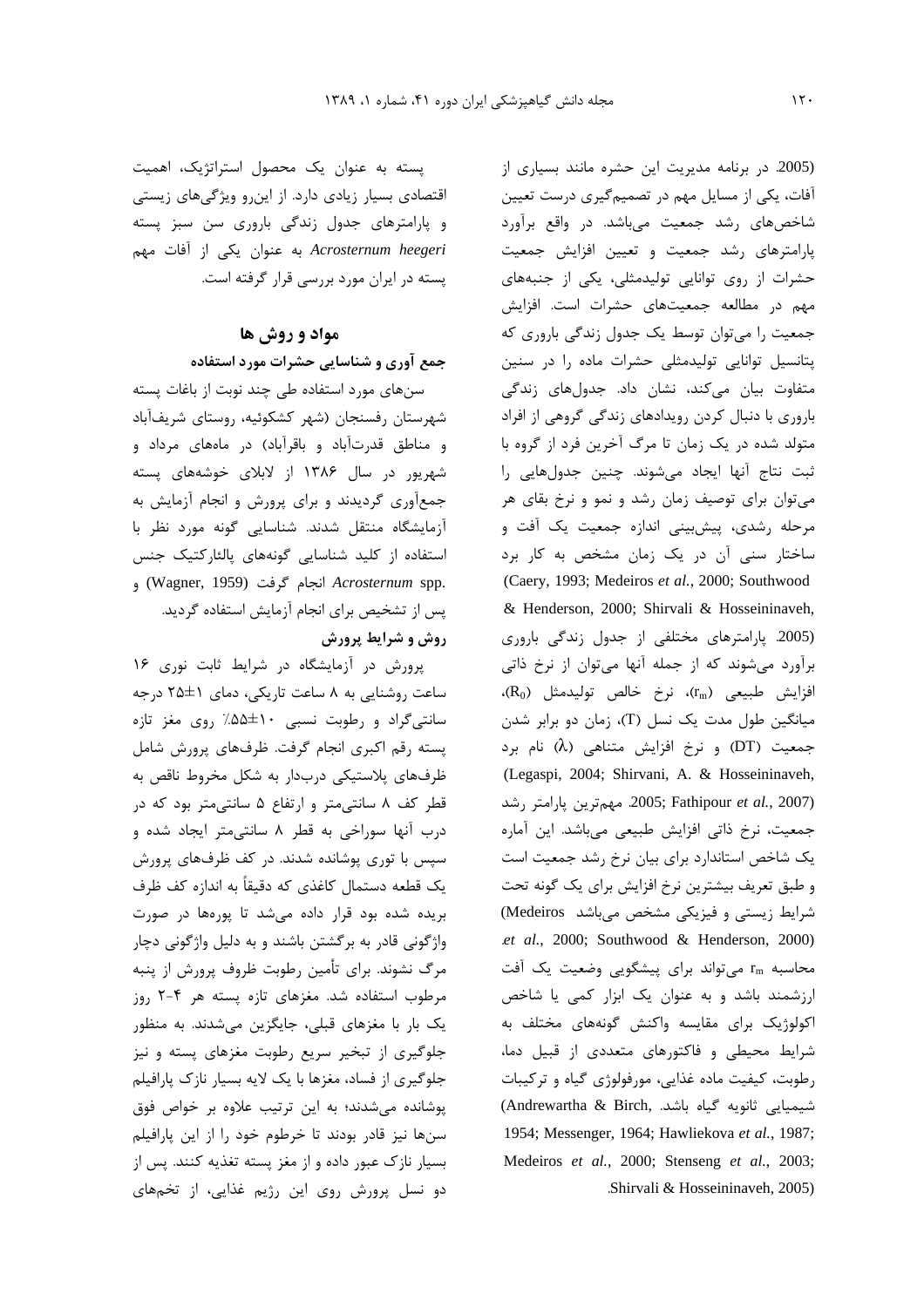2005). در برنامه مدیریت این حشره مانند بسیاری از آفات، یکی از مسایل مهم در تصمیم‌گیری درست تعیین شاخص‌های رشد جمعیت می‌باشد. در واقع برآورد پارامترهای رشد جمعیت و تعیین افزایش جمعیت حشرات از روی توانایی تولیدمثلی، یکی از جنبه‌های مهم در مطالعه جمعیت‌های حشرات است. افزایش جمعیت را می‌توان توسط یک جدول زندگی باروری که پتانسیل توانایی تولیدمثلی حشرات ماده را در سنین متفاوت بیان می‌کند، نشان داد. جدول‌های زندگی باروری با دنبال کردن رویدادهای زندگی گروهی از افراد متولد شده در یک زمان تا مرگ آخرین فرد از گروه با ثبت نتاج آنها ایجاد می‌شوند. چنین جدول‌هایی را می‌توان برای توصیف زمان رشد و نمو و نرخ بقای هر مرحله رشدی، پیش‌بینی اندازه جمعیت یک آفت و ساختار سنی آن در یک زمان مشخص به کار برد (Caery, 1993; Medeiros *et al.*, 2000; Southwood & Henderson, 2000; Shirvali & Hosseininaveh, 2005). پارامترهای مختلفی از جدول زندگی باروری برآورد می‌شوند که از جمله آنها می‌توان از نرخ ذاتی افزایش طبیعی ($r_m$)، نرخ خالص تولیدمثل ($R_0$)، میانگین طول مدت یک نسل (T)، زمان دو برابر شدن جمعیت (DT) و نرخ افزایش متناهی ($\lambda$) نام برد (Legaspi, 2004; Shirvani, A. & Hosseininaveh, 2005; Fathipour *et al.*, 2007). مهم‌ترین پارامتر رشد جمعیت، نرخ ذاتی افزایش طبیعی می‌باشد. این آماره یک شاخص استاندارد برای بیان نرخ رشد جمعیت است و طبق تعریف بیشترین نرخ افزایش برای یک گونه تحت شرایط زیستی و فیزیکی مشخص می‌باشد (Medeiros *et al.*, 2000; Southwood & Henderson, 2000). محاسبه $r_m$ می‌تواند برای پیشگویی وضعیت یک آفت ارزشمند باشد و به عنوان یک ابزار کمی یا شاخص اکولوژیک برای مقایسه واکنش گونه‌های مختلف به شرایط محیطی و فاکتورهای متعددی از قبیل دما، رطوبت، کیفیت ماده غذایی، مورفولوژی گیاه و ترکیبات شیمیایی ثانویه گیاه باشد (Andrewartha & Birch, 1954; Messenger, 1964; Hawliekova *et al.*, 1987; Medeiros *et al.*, 2000; Stenseng *et al.*, 2003; Shirvali & Hosseininaveh, 2005).

پسته به عنوان یک محصول استراتژیک، اهمیت اقتصادی بسیار زیادی دارد. از این‌رو ویژگی‌های زیستی و پارامترهای جدول زندگی باروری سن سبز پسته *Acrosternum heegeri* به عنوان یکی از آفات مهم پسته در ایران مورد بررسی قرار گرفته است.

## مواد و روش ها

### جمع آوری و شناسایی حشرات مورد استفاده

سن‌های مورد استفاده طی چند نوبت از باغات پسته شهرستان رفسنجان (شهر کشکوئیه، روستای شریف‌آباد و مناطق قدرت‌آباد و باقرآباد) در ماه‌های مرداد و شهریور در سال ۱۳۸۶ از لابلای خوشه‌های پسته جمع‌آوری گردیدند و برای پرورش و انجام آزمایش به آزمایشگاه منتقل شدند. شناسایی گونه مورد نظر با استفاده از کلید شناسایی گونه‌های پالئارکتیک جنس *Acrosternum* spp. انجام گرفت (Wagner, 1959) و پس از تشخیص برای انجام آزمایش استفاده گردید.

### روش و شرایط پرورش

پرورش در آزمایشگاه در شرایط ثابت نوری ۱۶ ساعت روشنایی به ۸ ساعت تاریکی، دمای ۱±۲۵ درجه سانتی‌گراد و رطوبت نسبی ۱۰±۵۵٪ روی مغز تازه پسته رقم اکبری انجام گرفت. ظرف‌های پرورش شامل ظرف‌های پلاستیکی دربدار به شکل مخروط ناقص به قطر کف ۸ سانتی‌متر و ارتفاع ۵ سانتی‌متر بود که در درب آنها سوراخی به قطر ۸ سانتی‌متر ایجاد شده و سپس با توری پوشانده شدند. در کف ظرف‌های پرورش یک قطعه دستمال کاغذی که دقیقاً به اندازه کف ظرف بریده شده بود قرار داده می‌شد تا پوره‌ها در صورت واژگونی قادر به برگشتن باشند و به دلیل واژگونی دچار مرگ نشوند. برای تأمین رطوبت ظروف پرورش از پنبه مرطوب استفاده شد. مغزهای تازه پسته هر ۴-۲ روز یک بار با مغزهای قبلی، جایگزین می‌شدند. به منظور جلوگیری از تبخیر سریع رطوبت مغزهای پسته و نیز جلوگیری از فساد، مغزها با یک لایه بسیار نازک پارافیلم پوشانده می‌شدند؛ به این ترتیب علاوه بر خواص فوق سن‌ها نیز قادر بودند تا خرطوم خود را از این پارافیلم بسیار نازک عبور داده و از مغز پسته تغذیه کنند. پس از دو نسل پرورش روی این رژیم غذایی، از تخم‌های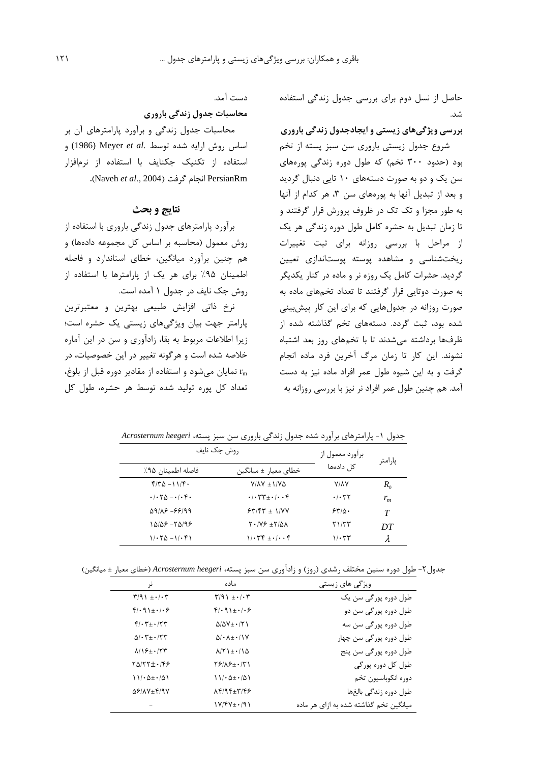حاصل از نسل دوم برای بررسی جدول زندگی استفاده شد.

**بررسی ویژگی‌های زیستی و ایجادجدول زندگی باروری**

شروع جدول زیستی باروری سن سبز پسته از تخم بود (حدود ۳۰۰ تخم) که طول دوره زندگی پوره‌های سن یک و دو به صورت دسته‌های ۱۰ تایی دنبال گردید و بعد از تبدیل آنها به پوره‌های سن ۳، هر کدام از آنها به طور مجزا و تک تک در ظروف پرورش قرار گرفتند و تا زمان تبدیل به حشره کامل طول دوره زندگی هر یک از مراحل با بررسی روزانه برای ثبت تغییرات ریخت‌شناسی و مشاهده پوسته پوست‌اندازی تعیین گردید. حشرات کامل یک روزه نر و ماده در کنار یکدیگر به صورت دوتایی قرار گرفتند تا تعداد تخم‌های ماده به صورت روزانه در جدول‌هایی که برای این کار پیش‌بینی شده بود، ثبت گردد. دسته‌های تخم گذاشته شده از ظرف‌ها برداشته می‌شدند تا با تخم‌های روز بعد اشتباه نشوند. این کار تا زمان مرگ آخرین فرد ماده انجام گرفت و به این شیوه طول عمر افراد ماده نیز به دست آمد. هم چنین طول عمر افراد نر نیز با بررسی روزانه به دست آمد.

**محاسبات جدول زندگی باروری**

محاسبات جدول زندگی و برآورد پارامترهای آن بر اساس روش ارایه شده توسط Meyer *et al.* (1986) و استفاده از تکنیک جکنایف با استفاده از نرم‌افزار PersianRm انجام گرفت (Naveh *et al.*, 2004).

## نتایج و بحث

برآورد پارامترهای جدول زندگی باروری با استفاده از روش معمول (محاسبه بر اساس کل مجموعه داده‌ها) و هم چنین برآورد میانگین، خطای استاندارد و فاصله اطمینان ۹۵٪ برای هر یک از پارامترها با استفاده از روش جک نایف در جدول ۱ آمده است.

نرخ ذاتی افزایش طبیعی بهترین و معتبرترین پارامتر جهت بیان ویژگی‌های زیستی یک حشره است؛ زیرا اطلاعات مربوط به بقا، زادآوری و سن در این آماره خلاصه شده است و هرگونه تغییر در این خصوصیات، در $r_m$ نمایان می‌شود و استفاده از مقادیر دوره قبل از بلوغ، تعداد کل پوره تولید شده توسط هر حشره، طول کل

جدول ۱- پارامترهای برآورد شده جدول زندگی باروری سن سبز پسته، *Acrosternum heegeri*

| پارامتر | برآورد معمول از کل داده‌ها | روش جک نایف | |
|---|---|---|---|
| | | خطای معیار ± میانگین | فاصله اطمینان ۹۵٪ |
| $R_0$ | ۷/۸۷ | ۷/۸۷ ±۱/۷۵ | ۴/۳۵ -۱۱/۴۰ |
| $r_m$ | ۰/۰۳۲ | ۰/۰۳۳±۰/۰۰۴ | ۰/۰۲۵ -۰/۰۴۰ |
| $T$ | ۶۳/۵۰ | ۶۳/۴۳ ± ۱/۷۷ | ۵۹/۸۶ -۶۶/۹۹ |
| $DT$ | ۲۱/۳۳ | ۲۰/۷۶ ±۲/۵۸ | ۱۵/۵۶ -۲۵/۹۶ |
| $\lambda$ | ۱/۰۳۳ | ۱/۰۳۴ ±۰/۰۰۴ | ۱/۰۲۵ -۱/۰۴۱ |

جدول۲- طول دوره سنین مختلف رشدی (روز) و زادآوری سن سبز پسته، *Acrosternum heegeri* (خطای معیار ± میانگین)

| ویژگی های زیستی | ماده | نر |
|---|---|---|
| طول دوره پورگی سن یک | ۳/۹۱ ±۰/۰۳ | ۳/۹۱ ±۰/۰۳ |
| طول دوره پورگی سن دو | ۴/۰۹۱±۰/۰۶ | ۴/۰۹۱±۰/۰۶ |
| طول دوره پورگی سن سه | ۵/۵۷±۰/۲۱ | ۴/۰۳±۰/۲۳ |
| طول دوره پورگی سن چهار | ۵/۰۸±۰/۱۷ | ۵/۰۳±۰/۲۳ |
| طول دوره پورگی سن پنج | ۸/۲۱±۰/۱۵ | ۸/۱۶±۰/۲۳ |
| طول کل دوره پورگی | ۲۶/۸۶±۰/۳۱ | ۲۵/۲۲±۰/۴۶ |
| دوره انکوباسیون تخم | ۱۱/۰۵±۰/۵۱ | ۱۱/۰۵±۰/۵۱ |
| طول دوره زندگی بالغ‌ها | ۸۴/۹۴±۳/۴۶ | ۵۶/۸۷±۴/۹۷ |
| میانگین تخم گذاشته شده به ازای هر ماده | ۱۷/۴۷±۰/۹۱ | - |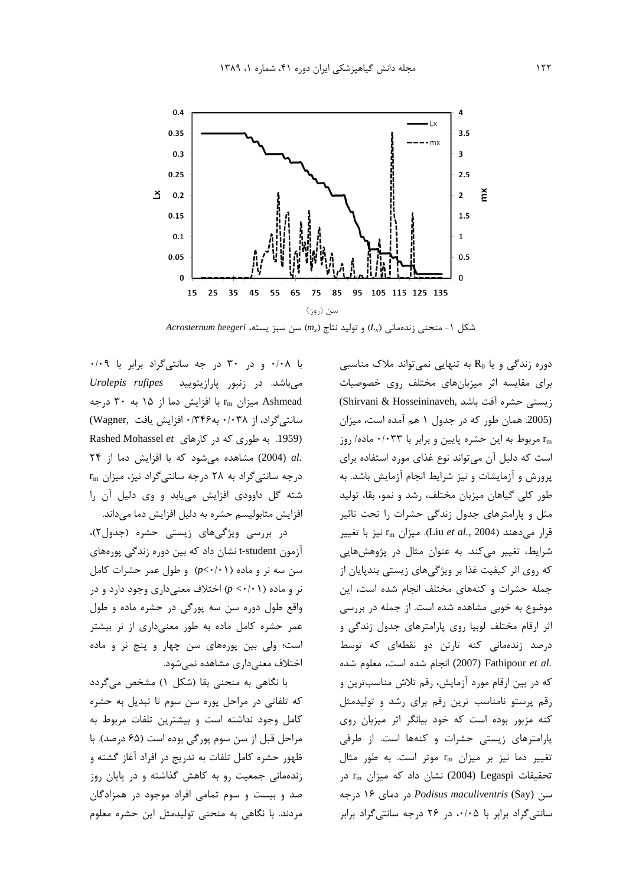شکل ۱- منحنی زنده‌مانی ($L_x$) و تولید نتاج ($m_x$) سن سبز پسته، *Acrosternum heegeri*

دوره زندگی و یا $R_0$ به تنهایی نمی‌تواند ملاک مناسبی برای مقایسه اثر میزبان‌های مختلف روی خصوصیات زیستی حشره آفت باشد (Shirvani & Hosseininaveh, 2005). همان طور که در جدول ۱ هم آمده است، میزان $r_m$ مربوط به این حشره پایین و برابر با ۰/۰۳۳ ماده/ روز است که دلیل آن می‌تواند نوع غذای مورد استفاده برای پرورش و آزمایشات و نیز شرایط انجام آزمایش باشد. به طور کلی گیاهان میزبان مختلف، رشد و نمو، بقا، تولید مثل و پارامترهای جدول زندگی حشرات را تحت تاثیر قرار می‌دهند (Liu *et al.*, 2004). میزان $r_m$ نیز با تغییر شرایط، تغییر می‌کند. به عنوان مثال در پژوهش‌هایی که روی اثر کیفیت غذا بر ویژگی‌های زیستی بندپایان از جمله حشرات و کنه‌های مختلف انجام شده است، این موضوع به خوبی مشاهده شده است. از جمله در بررسی اثر ارقام مختلف لوبیا روی پارامترهای جدول زندگی و درصد زنده‌مانی کنه تارتن دو نقطه‌ای که توسط Fathipour *et al.* (2007) انجام شده است، معلوم شده که در بین ارقام مورد آزمایش، رقم تلاش مناسب‌ترین و رقم پرستو نامناسب ترین رقم برای رشد و تولیدمثل کنه مزبور بوده است که خود بیانگر اثر میزبان روی پارامترهای زیستی حشرات و کنه‌ها است. از طرفی تغییر دما نیز بر میزان $r_m$ موثر است. به طور مثال تحقیقات Legaspi (2004) نشان داد که میزان $r_m$ در سن *Podisus maculiventris* (Say) در دمای ۱۶ درجه سانتی‌گراد برابر با ۰/۰۵، در ۲۶ درجه سانتی‌گراد برابر با ۰/۰۸ و در ۳۰ در جه سانتی‌گراد برابر با ۰/۰۹ می‌باشد. در زنبور پارازیتویید *Urolepis rufipes* Ashmead میزان $r_m$ با افزایش دما از ۱۵ به ۳۰ درجه سانتی‌گراد، از ۰/۰۳۸ به۰/۳۴۶ افزایش یافت (Wagner, 1959). به طوری که در کارهای Rashed Mohassel *et al.* (2004) مشاهده می‌شود که با افزایش دما از ۲۴ درجه سانتی‌گراد به ۲۸ درجه سانتی‌گراد نیز، میزان $r_m$ شته گل داوودی افزایش می‌یابد و وی دلیل آن را افزایش متابولیسم حشره به دلیل افزایش دما می‌داند.

در بررسی ویژگی‌های زیستی حشره (جدول۲)، آزمون t-student نشان داد که بین دوره زندگی پوره‌های سن سه نر و ماده ($p<0.01$) و طول عمر حشرات کامل نر و ماده ($p<0.01$) اختلاف معنی‌داری وجود دارد و در واقع طول دوره سن سه پورگی در حشره ماده و طول عمر حشره کامل ماده به طور معنی‌داری از نر بیشتر است؛ ولی بین پوره‌های سن چهار و پنج نر و ماده اختلاف معنی‌داری مشاهده نمی‌شود.

با نگاهی به منحنی بقا (شکل ۱) مشخص می‌گردد که تلفاتی در مراحل پوره سن سوم تا تبدیل به حشره کامل وجود نداشته است و بیشترین تلفات مربوط به مراحل قبل از سن سوم پورگی بوده است (۶۵ درصد). با ظهور حشره کامل تلفات به تدریج در افراد آغاز گشته و زنده‌مانی جمعیت رو به کاهش گذاشته و در پایان روز صد و بیست و سوم تمامی افراد موجود در همزادگان مردند. با نگاهی به منحنی تولیدمثل این حشره معلوم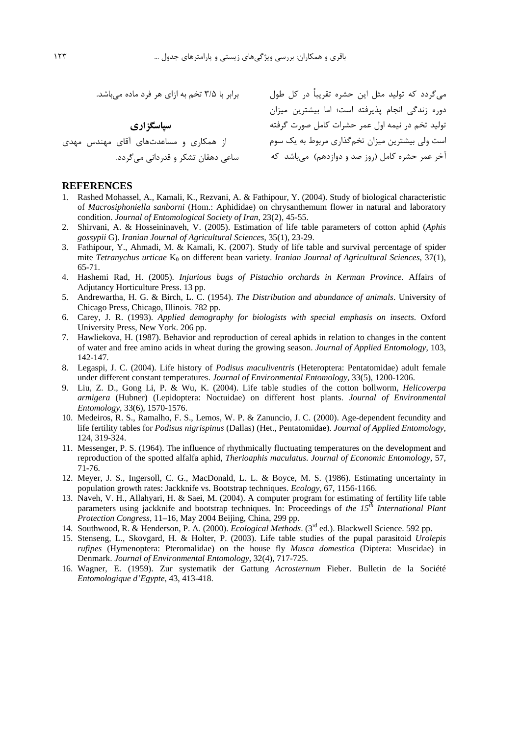می‌گردد که تولید مثل این حشره تقریباً در کل طول دوره زندگی انجام پذیرفته است؛ اما بیشترین میزان تولید تخم در نیمه اول عمر حشرات کامل صورت گرفته است ولی بیشترین میزان تخم‌گذاری مربوط به یک سوم آخر عمر حشره کامل (روز صد و دوازدهم) می‌باشد که برابر با ۳/۵ تخم به ازای هر فرد ماده می‌باشد.

### سپاسگزاری

از همکاری و مساعدت‌های آقای مهندس مهدی ساعی دهقان تشکر و قدردانی می‌گردد.

## REFERENCES

1. Rashed Mohassel, A., Kamali, K., Rezvani, A. & Fathipour, Y. (2004). Study of biological characteristic of *Macrosiphoniella sanborni* (Hom.: Aphididae) on chrysanthemum flower in natural and laboratory condition. *Journal of Entomological Society of Iran*, 23(2), 45-55.
2. Shirvani, A. & Hosseininaveh, V. (2005). Estimation of life table parameters of cotton aphid (*Aphis gossypii* G). *Iranian Journal of Agricultural Sciences*, 35(1), 23-29.
3. Fathipour, Y., Ahmadi, M. & Kamali, K. (2007). Study of life table and survival percentage of spider mite *Tetranychus urticae* $K_0$ on different bean variety. *Iranian Journal of Agricultural Sciences*, 37(1), 65-71.
4. Hashemi Rad, H. (2005). *Injurious bugs of Pistachio orchards in Kerman Province*. Affairs of Adjutancy Horticulture Press. 13 pp.
5. Andrewartha, H. G. & Birch, L. C. (1954). *The Distribution and abundance of animals*. University of Chicago Press, Chicago, Illinois. 782 pp.
6. Carey, J. R. (1993). *Applied demography for biologists with special emphasis on insects*. Oxford University Press, New York. 206 pp.
7. Hawliekova, H. (1987). Behavior and reproduction of cereal aphids in relation to changes in the content of water and free amino acids in wheat during the growing season. *Journal of Applied Entomology*, 103, 142-147.
8. Legaspi, J. C. (2004). Life history of *Podisus maculiventris* (Heteroptera: Pentatomidae) adult female under different constant temperatures. *Journal of Environmental Entomology*, 33(5), 1200-1206.
9. Liu, Z. D., Gong Li, P. & Wu, K. (2004). Life table studies of the cotton bollworm, *Helicoverpa armigera* (Hubner) (Lepidoptera: Noctuidae) on different host plants. *Journal of Environmental Entomology*, 33(6), 1570-1576.
10. Medeiros, R. S., Ramalho, F. S., Lemos, W. P. & Zanuncio, J. C. (2000). Age-dependent fecundity and life fertility tables for *Podisus nigrispinus* (Dallas) (Het., Pentatomidae). *Journal of Applied Entomology*, 124, 319-324.
11. Messenger, P. S. (1964). The influence of rhythmically fluctuating temperatures on the development and reproduction of the spotted alfalfa aphid, *Therioaphis maculatus*. *Journal of Economic Entomology*, 57, 71-76.
12. Meyer, J. S., Ingersoll, C. G., MacDonald, L. L. & Boyce, M. S. (1986). Estimating uncertainty in population growth rates: Jackknife vs. Bootstrap techniques. *Ecology*, 67, 1156-1166.
13. Naveh, V. H., Allahyari, H. & Saei, M. (2004). A computer program for estimating of fertility life table parameters using jackknife and bootstrap techniques. In: Proceedings of *the 15th International Plant Protection Congress*, 11–16, May 2004 Beijing, China, 299 pp.
14. Southwood, R. & Henderson, P. A. (2000). *Ecological Methods*. (3rd ed.). Blackwell Science. 592 pp.
15. Stenseng, L., Skovgard, H. & Holter, P. (2003). Life table studies of the pupal parasitoid *Urolepis rufipes* (Hymenoptera: Pteromalidae) on the house fly *Musca domestica* (Diptera: Muscidae) in Denmark. *Journal of Environmental Entomology*, 32(4), 717-725.
16. Wagner, E. (1959). Zur systematik der Gattung *Acrosternum* Fieber. Bulletin de la Société *Entomologique d'Egypte*, 43, 413-418.